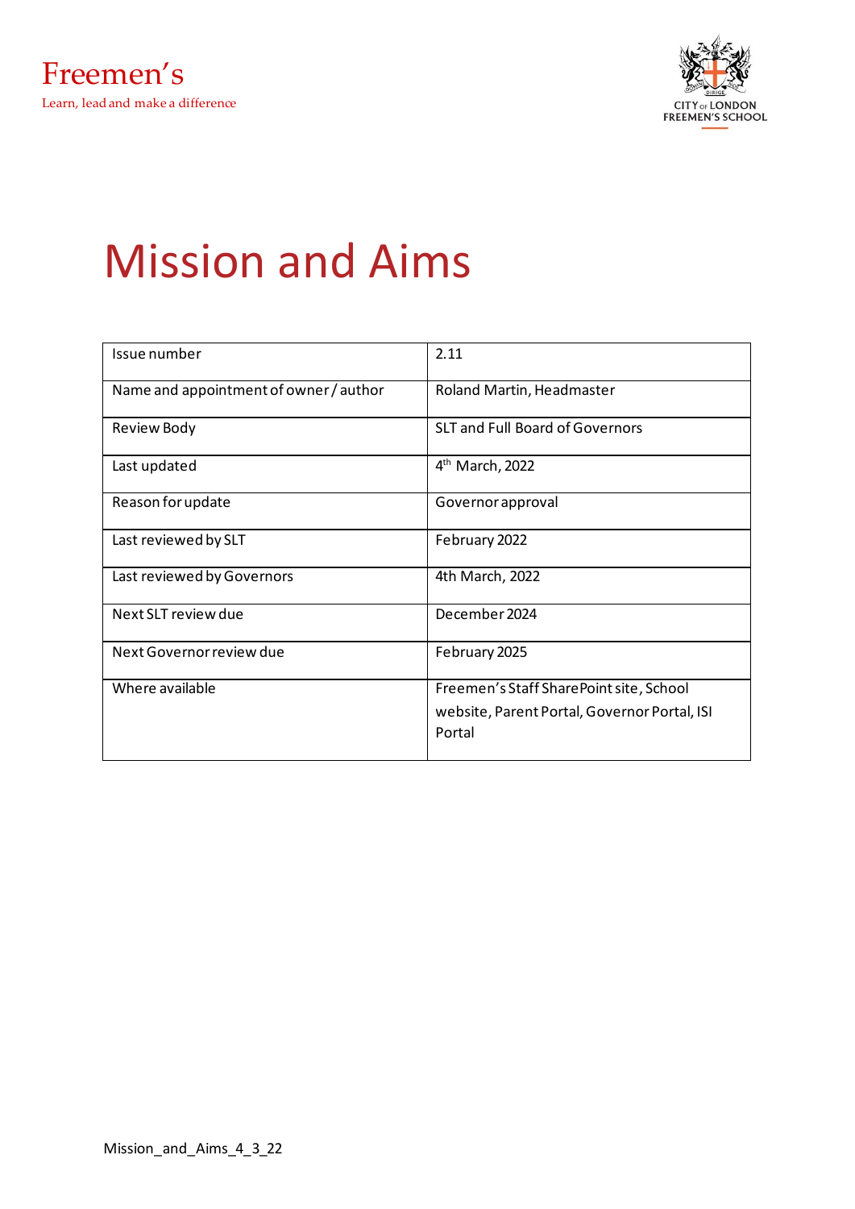Freemen's

Learn, lead and make a difference

CITY OF LONDON FREEMEN'S SCHOOL

# Mission and Aims

| Issue number | 2.11 |
|---|---|
| Name and appointment of owner / author | Roland Martin, Headmaster |
| Review Body | SLT and Full Board of Governors |
| Last updated | 4th March, 2022 |
| Reason for update | Governor approval |
| Last reviewed by SLT | February 2022 |
| Last reviewed by Governors | 4th March, 2022 |
| Next SLT review due | December 2024 |
| Next Governor review due | February 2025 |
| Where available | Freemen's Staff SharePoint site, School website, Parent Portal, Governor Portal, ISI Portal |

Mission_and_Aims_4_3_22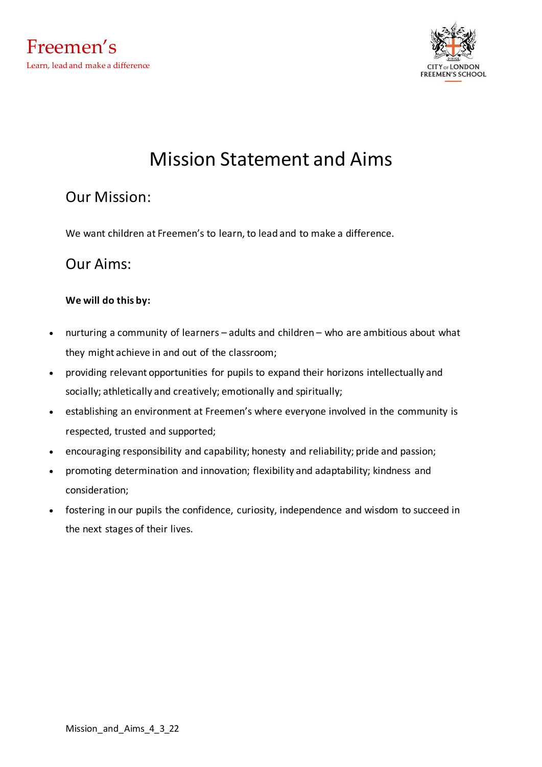Freemen's

Learn, lead and make a difference

CITY of LONDON FREEMEN'S SCHOOL

# Mission Statement and Aims

## Our Mission:

We want children at Freemen's to learn, to lead and to make a difference.

## Our Aims:

**We will do this by:**

- nurturing a community of learners – adults and children – who are ambitious about what they might achieve in and out of the classroom;
- providing relevant opportunities for pupils to expand their horizons intellectually and socially; athletically and creatively; emotionally and spiritually;
- establishing an environment at Freemen's where everyone involved in the community is respected, trusted and supported;
- encouraging responsibility and capability; honesty and reliability; pride and passion;
- promoting determination and innovation; flexibility and adaptability; kindness and consideration;
- fostering in our pupils the confidence, curiosity, independence and wisdom to succeed in the next stages of their lives.

Mission_and_Aims_4_3_22